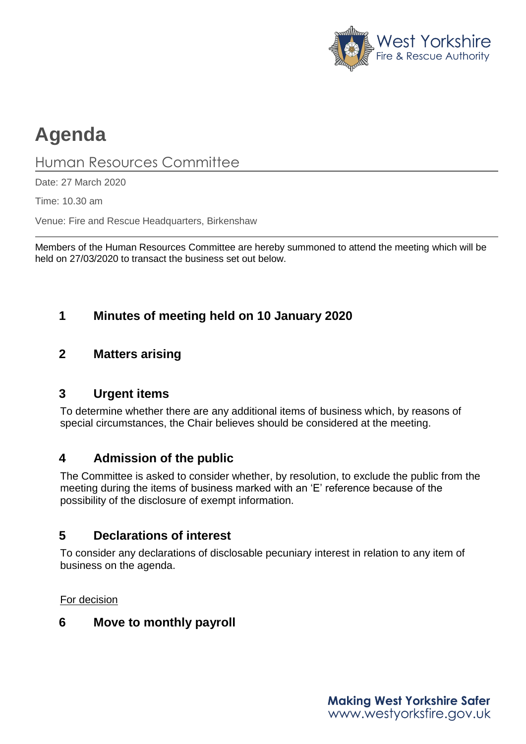West Yorkshire
Fire & Rescue Authority

# Agenda

## Human Resources Committee

Date: 27 March 2020

Time: 10.30 am

Venue: Fire and Rescue Headquarters, Birkenshaw

---

Members of the Human Resources Committee are hereby summoned to attend the meeting which will be held on 27/03/2020 to transact the business set out below.

### 1 Minutes of meeting held on 10 January 2020

### 2 Matters arising

### 3 Urgent items

To determine whether there are any additional items of business which, by reasons of special circumstances, the Chair believes should be considered at the meeting.

### 4 Admission of the public

The Committee is asked to consider whether, by resolution, to exclude the public from the meeting during the items of business marked with an 'E' reference because of the possibility of the disclosure of exempt information.

### 5 Declarations of interest

To consider any declarations of disclosable pecuniary interest in relation to any item of business on the agenda.

For decision

### 6 Move to monthly payroll

**Making West Yorkshire Safer**
www.westyorksfire.gov.uk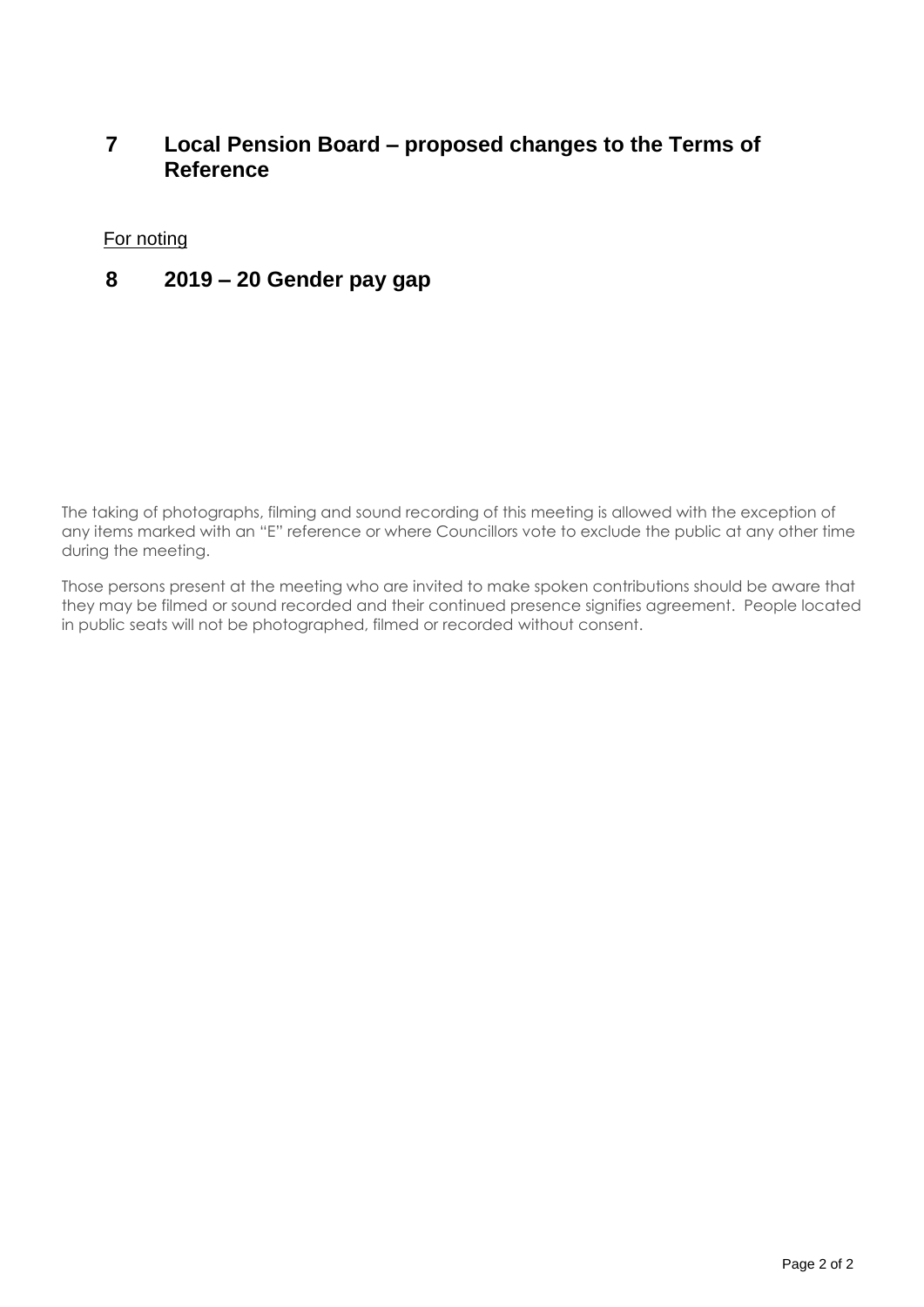## 7 Local Pension Board – proposed changes to the Terms of Reference

<u>For noting</u>

## 8 2019 – 20 Gender pay gap

The taking of photographs, filming and sound recording of this meeting is allowed with the exception of any items marked with an "E" reference or where Councillors vote to exclude the public at any other time during the meeting.

Those persons present at the meeting who are invited to make spoken contributions should be aware that they may be filmed or sound recorded and their continued presence signifies agreement. People located in public seats will not be photographed, filmed or recorded without consent.